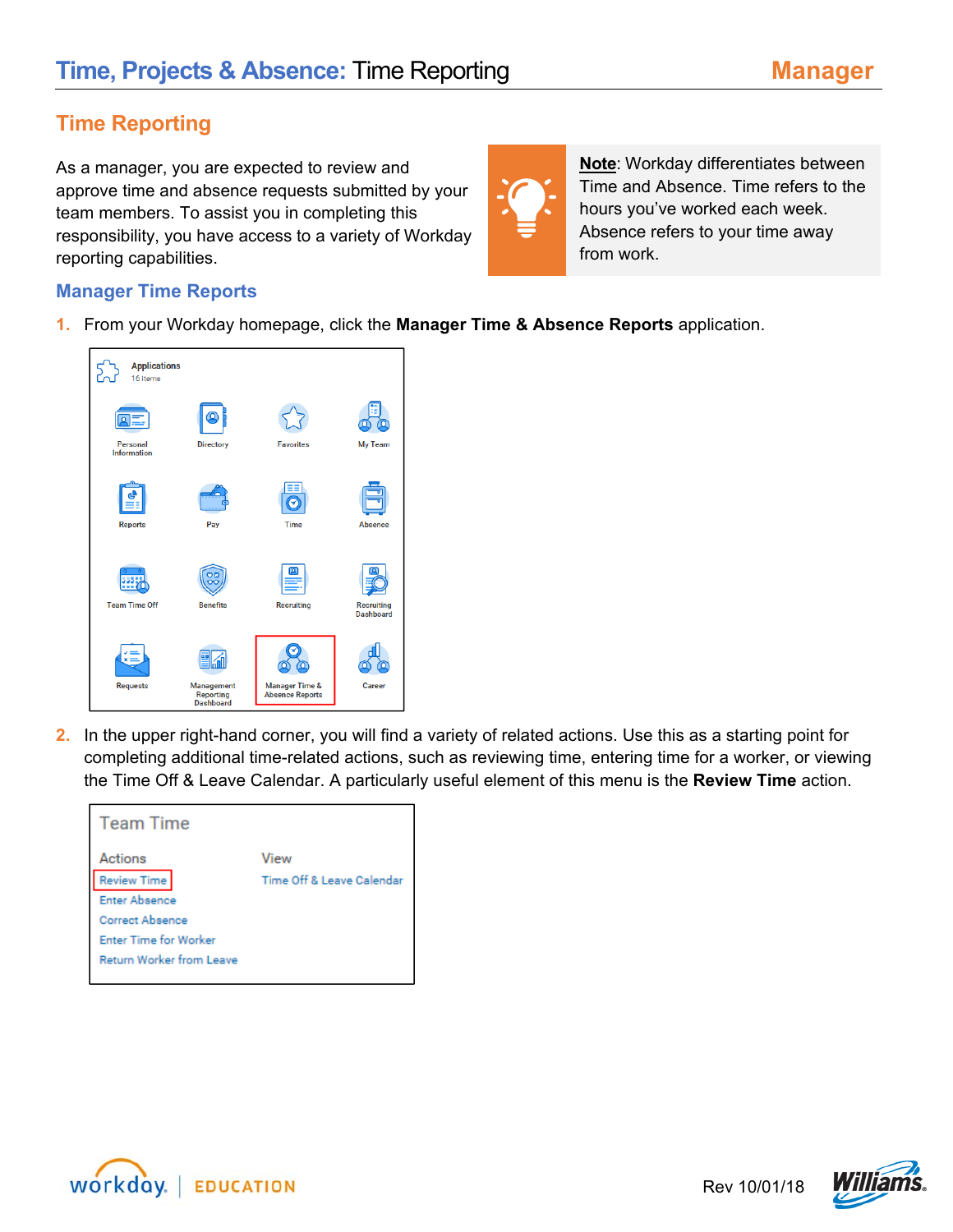# Time, Projects & Absence: Time Reporting

**Manager**

## Time Reporting

As a manager, you are expected to review and approve time and absence requests submitted by your team members. To assist you in completing this responsibility, you have access to a variety of Workday reporting capabilities.

**Note**: Workday differentiates between Time and Absence. Time refers to the hours you've worked each week. Absence refers to your time away from work.

### Manager Time Reports

1. From your Workday homepage, click the **Manager Time & Absence Reports** application.

2. In the upper right-hand corner, you will find a variety of related actions. Use this as a starting point for completing additional time-related actions, such as reviewing time, entering time for a worker, or viewing the Time Off & Leave Calendar. A particularly useful element of this menu is the **Review Time** action.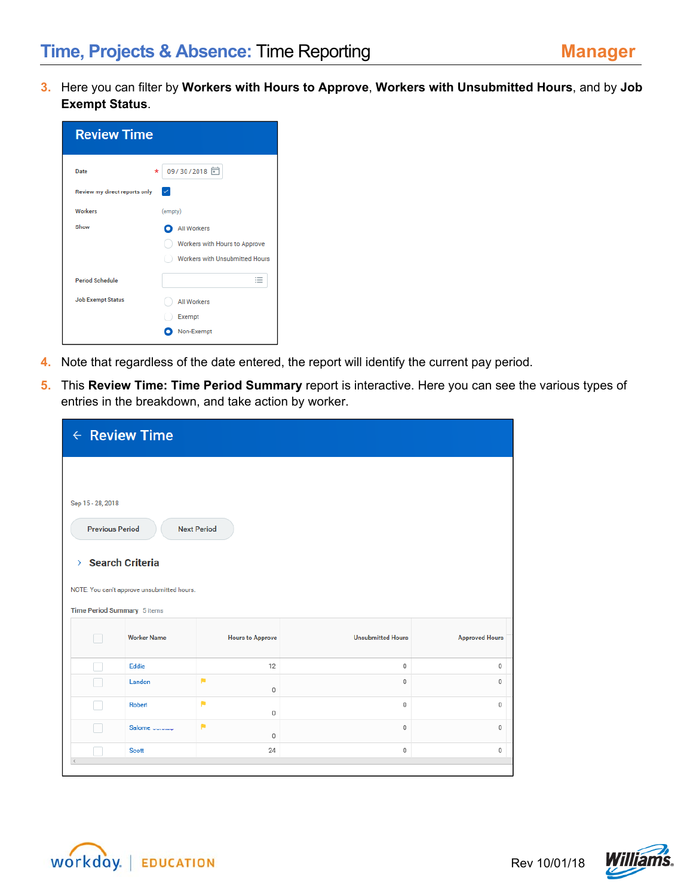3. Here you can filter by **Workers with Hours to Approve**, **Workers with Unsubmitted Hours**, and by **Job Exempt Status**.

**Review Time**

| | |
|---|---|
| Date * | 09/30/2018 |
| Review my direct reports only | ☑ |
| Workers | (empty) |
| Show | ◉ All Workers<br>○ Workers with Hours to Approve<br>○ Workers with Unsubmitted Hours |
| Period Schedule | |
| Job Exempt Status | ○ All Workers<br>○ Exempt<br>◉ Non-Exempt |

4. Note that regardless of the date entered, the report will identify the current pay period.

5. This **Review Time: Time Period Summary** report is interactive. Here you can see the various types of entries in the breakdown, and take action by worker.

**Review Time**

Sep 15 - 28, 2018

Previous Period | Next Period

Search Criteria

NOTE: You can't approve unsubmitted hours.

Time Period Summary 5 items

| | Worker Name | Hours to Approve | Unsubmitted Hours | Approved Hours |
|---|---|---|---|---|
| ☐ | Eddie | 12 | 0 | 0 |
| ☐ | Landon | 0 | 0 | 0 |
| ☐ | Robert | 0 | 0 | 0 |
| ☐ | Salome | 0 | 0 | 0 |
| ☐ | Scott | 24 | 0 | 0 |

Rev 10/01/18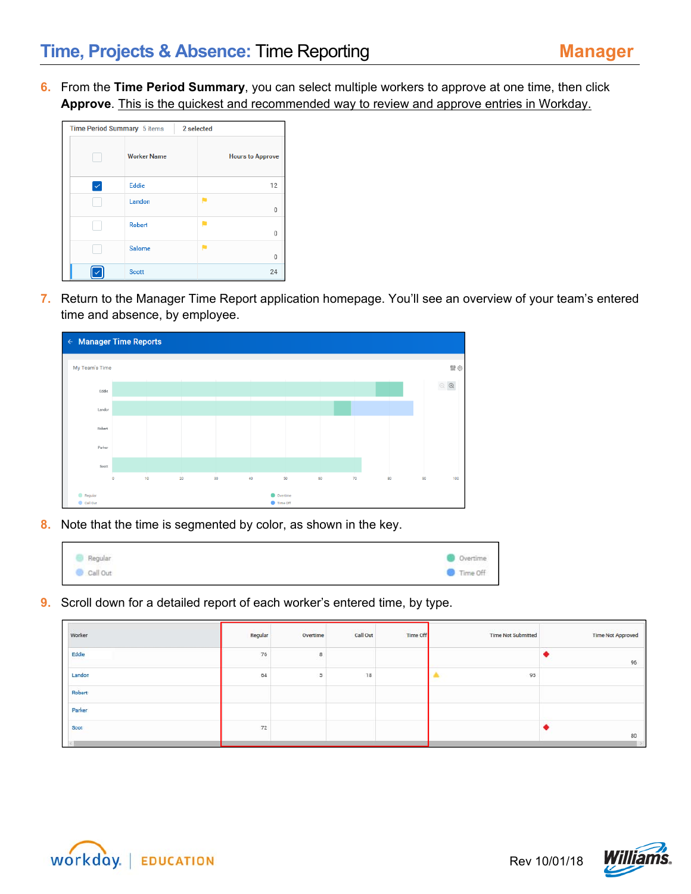6. From the **Time Period Summary**, you can select multiple workers to approve at one time, then click **Approve**. This is the quickest and recommended way to review and approve entries in Workday.

Time Period Summary 5 items | 2 selected

| | Worker Name | Hours to Approve |
|---|---|---|
| ☑ | Eddie | 12 |
| ☐ | Landon | 0 |
| ☐ | Robert | 0 |
| ☐ | Salome | 0 |
| ☑ | Scott | 24 |

7. Return to the Manager Time Report application homepage. You'll see an overview of your team's entered time and absence, by employee.

8. Note that the time is segmented by color, as shown in the key.

Regular | Call Out | Overtime | Time Off

9. Scroll down for a detailed report of each worker's entered time, by type.

| Worker | Regular | Overtime | Call Out | Time Off | Time Not Submitted | Time Not Approved |
|---|---|---|---|---|---|---|
| Eddie | 76 | 8 | | | | 96 |
| Landon | 64 | 5 | 18 | | 95 | |
| Robert | | | | | | |
| Parker | | | | | | |
| Scot | 72 | | | | | 80 |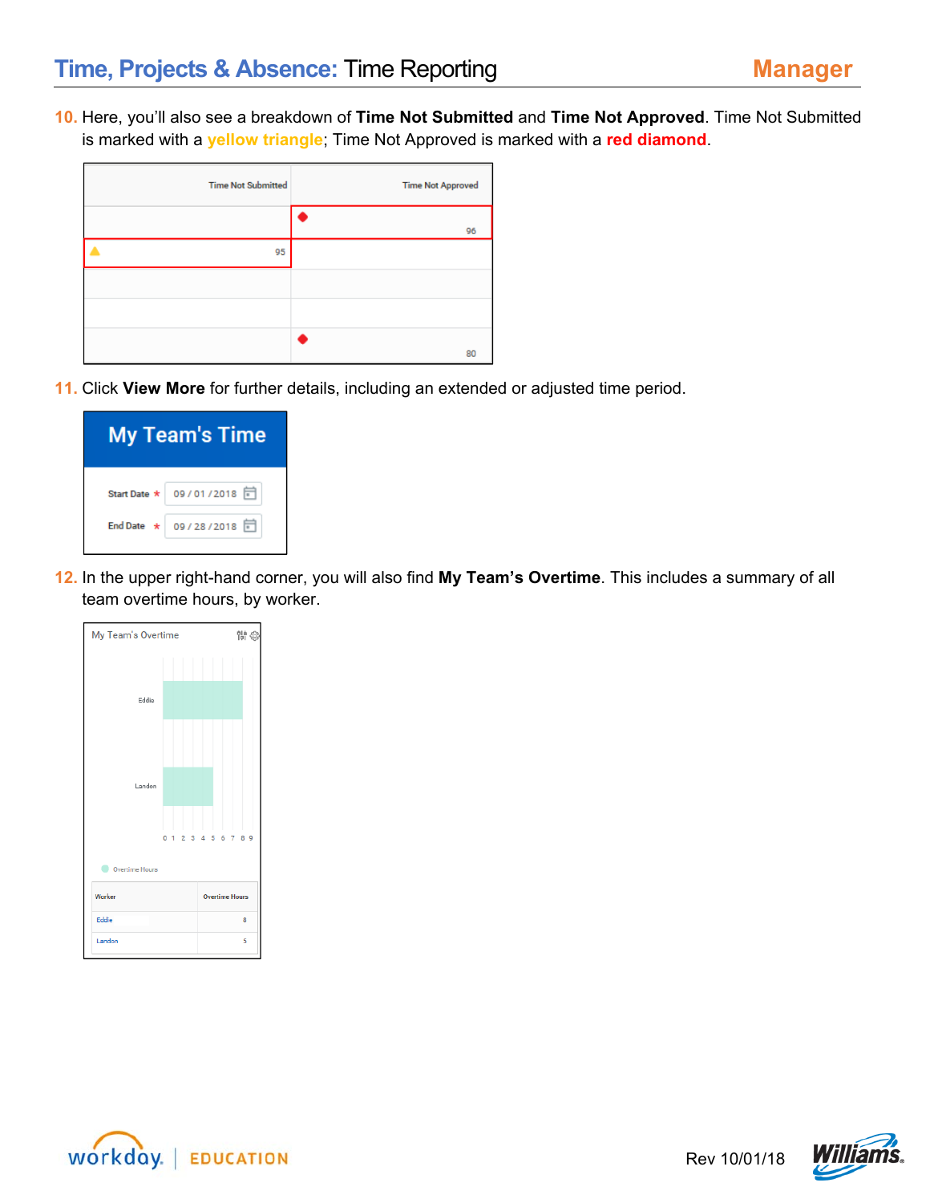10. Here, you'll also see a breakdown of **Time Not Submitted** and **Time Not Approved**. Time Not Submitted is marked with a **yellow triangle**; Time Not Approved is marked with a **red diamond**.

| Time Not Submitted | Time Not Approved |
|---|---|
| | 96 |
| 95 | |
| | |
| | |
| | 80 |

11. Click **View More** for further details, including an extended or adjusted time period.

**My Team's Time**

Start Date * 09 / 01 / 2018

End Date * 09 / 28 / 2018

12. In the upper right-hand corner, you will also find **My Team's Overtime**. This includes a summary of all team overtime hours, by worker.

My Team's Overtime

| Worker | Overtime Hours |
|---|---|
| Eddie | 8 |
| Landon | 5 |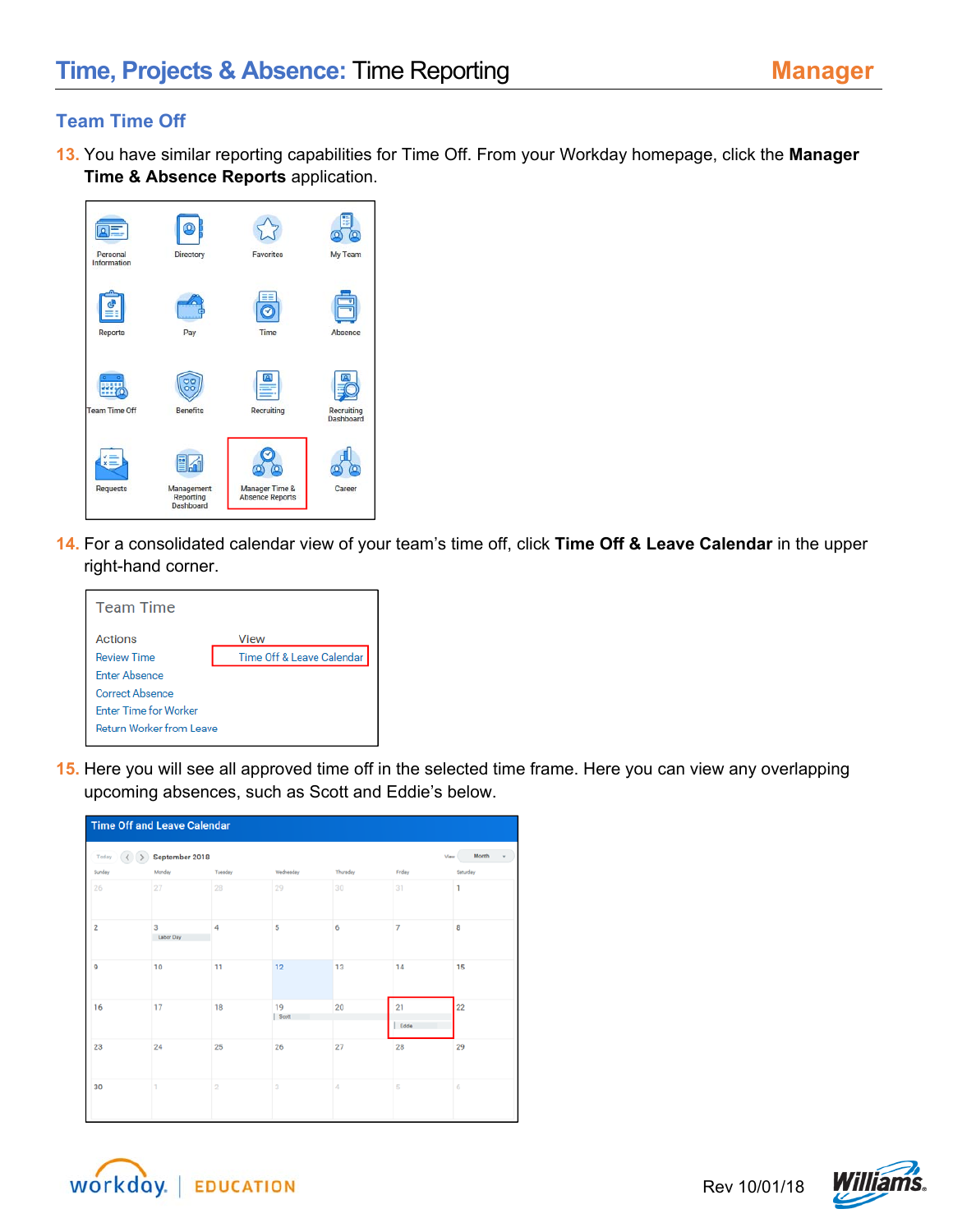## Team Time Off

13. You have similar reporting capabilities for Time Off. From your Workday homepage, click the **Manager Time & Absence Reports** application.

14. For a consolidated calendar view of your team's time off, click **Time Off & Leave Calendar** in the upper right-hand corner.

15. Here you will see all approved time off in the selected time frame. Here you can view any overlapping upcoming absences, such as Scott and Eddie's below.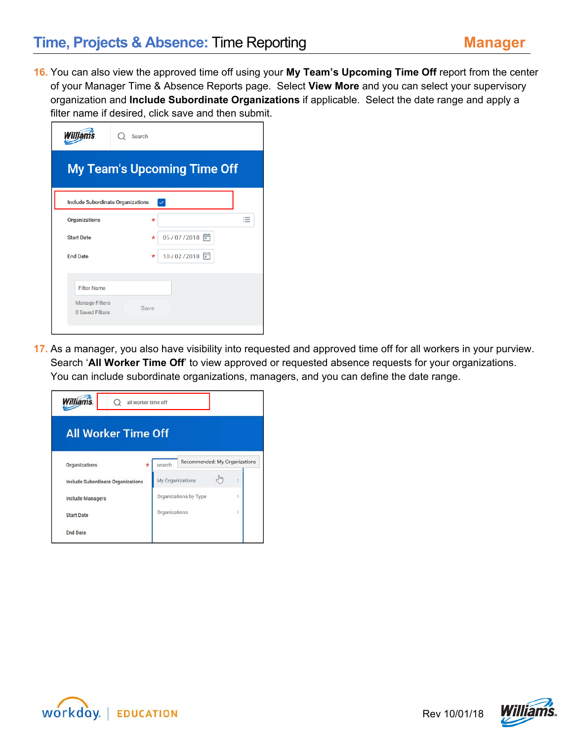16. You can also view the approved time off using your **My Team's Upcoming Time Off** report from the center of your Manager Time & Absence Reports page. Select **View More** and you can select your supervisory organization and **Include Subordinate Organizations** if applicable. Select the date range and apply a filter name if desired, click save and then submit.

17. As a manager, you also have visibility into requested and approved time off for all workers in your purview. Search '**All Worker Time Off**' to view approved or requested absence requests for your organizations. You can include subordinate organizations, managers, and you can define the date range.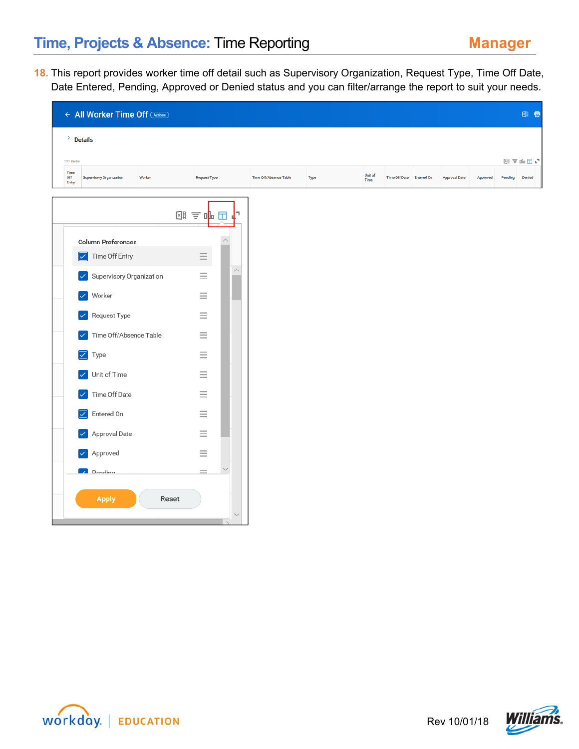18. This report provides worker time off detail such as Supervisory Organization, Request Type, Time Off Date, Date Entered, Pending, Approved or Denied status and you can filter/arrange the report to suit your needs.

All Worker Time Off Actions

Details

131 items

| Time Off Entry | Supervisory Organization | Worker | Request Type | Time Off/Absence Table | Type | Unit of Time | Time Off Date | Entered On | Approval Date | Approved | Pending | Denied |
|---|---|---|---|---|---|---|---|---|---|---|---|---|

Column Preferences

- Time Off Entry
- Supervisory Organization
- Worker
- Request Type
- Time Off/Absence Table
- Type
- Unit of Time
- Time Off Date
- Entered On
- Approval Date
- Approved
- Pending

Apply Reset